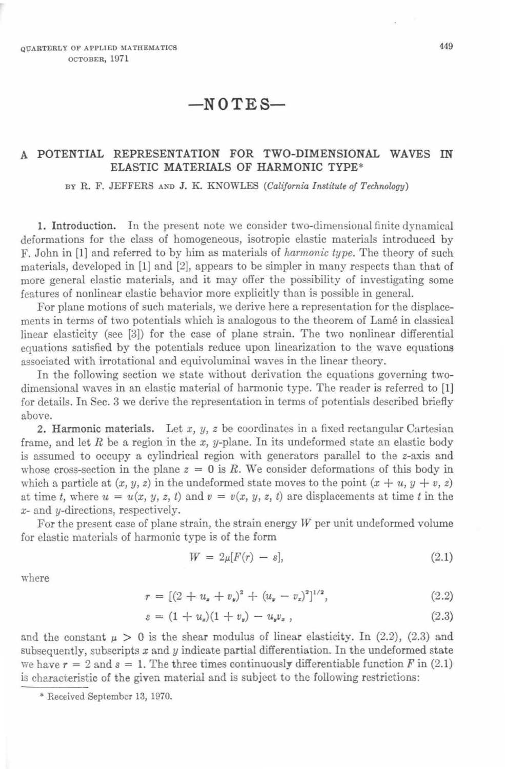# —NOTES—

## A POTENTIAL REPRESENTATION FOR TWO-DIMENSIONAL WAVES IN ELASTIC MATERIALS OF HARMONIC TYPE*

BY R. F. JEFFERS AND J. K. KNOWLES (*California Institute of Technology*)

**1. Introduction.** In the present note we consider two-dimensional finite dynamical deformations for the class of homogeneous, isotropic elastic materials introduced by F. John in [1] and referred to by him as materials of *harmonic type*. The theory of such materials, developed in [1] and [2], appears to be simpler in many respects than that of more general elastic materials, and it may offer the possibility of investigating some features of nonlinear elastic behavior more explicitly than is possible in general.

For plane motions of such materials, we derive here a representation for the displacements in terms of two potentials which is analogous to the theorem of Lamé in classical linear elasticity (see [3]) for the case of plane strain. The two nonlinear differential equations satisfied by the potentials reduce upon linearization to the wave equations associated with irrotational and equivoluminal waves in the linear theory.

In the following section we state without derivation the equations governing two-dimensional waves in an elastic material of harmonic type. The reader is referred to [1] for details. In Sec. 3 we derive the representation in terms of potentials described briefly above.

**2. Harmonic materials.** Let $x$, $y$, $z$ be coordinates in a fixed rectangular Cartesian frame, and let $R$ be a region in the $x$, $y$-plane. In its undeformed state an elastic body is assumed to occupy a cylindrical region with generators parallel to the $z$-axis and whose cross-section in the plane $z = 0$ is $R$. We consider deformations of this body in which a particle at $(x, y, z)$ in the undeformed state moves to the point $(x + u, y + v, z)$ at time $t$, where $u = u(x, y, z, t)$ and $v = v(x, y, z, t)$ are displacements at time $t$ in the $x$- and $y$-directions, respectively.

For the present case of plane strain, the strain energy $W$ per unit undeformed volume for elastic materials of harmonic type is of the form

$$W = 2\mu[F(r) - s], \tag{2.1}$$

where

$$r = [(2 + u_x + v_y)^2 + (u_y - v_x)^2]^{1/2}, \tag{2.2}$$

$$s = (1 + u_x)(1 + v_y) - u_y v_x , \tag{2.3}$$

and the constant $\mu > 0$ is the shear modulus of linear elasticity. In (2.2), (2.3) and subsequently, subscripts $x$ and $y$ indicate partial differentiation. In the undeformed state we have $r = 2$ and $s = 1$. The three times continuously differentiable function $F$ in (2.1) is characteristic of the given material and is subject to the following restrictions:

* Received September 13, 1970.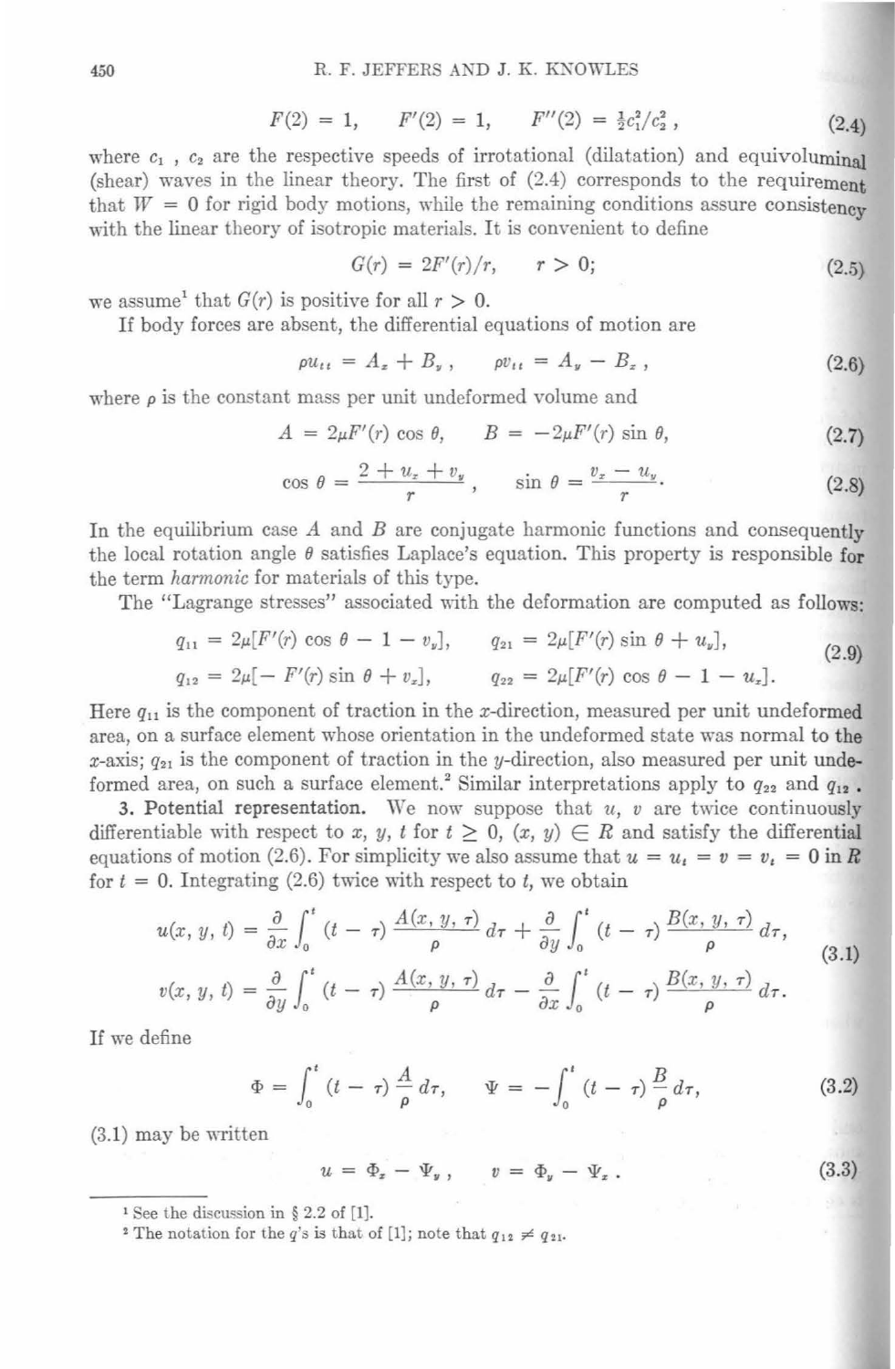$$F(2) = 1, \qquad F'(2) = 1, \qquad F''(2) = \tfrac{1}{2}c_1^2/c_2^2, \tag{2.4}$$

where $c_1$, $c_2$ are the respective speeds of irrotational (dilatation) and equivoluminal (shear) waves in the linear theory. The first of (2.4) corresponds to the requirement that $W = 0$ for rigid body motions, while the remaining conditions assure consistency with the linear theory of isotropic materials. It is convenient to define

$$G(r) = 2F'(r)/r, \qquad r > 0; \tag{2.5}$$

we assume[1] that $G(r)$ is positive for all $r > 0$.

If body forces are absent, the differential equations of motion are

$$\rho u_{tt} = A_x + B_y, \qquad \rho v_{tt} = A_y - B_x, \tag{2.6}$$

where $\rho$ is the constant mass per unit undeformed volume and

$$A = 2\mu F'(r)\cos\theta, \qquad B = -2\mu F'(r)\sin\theta, \tag{2.7}$$

$$\cos\theta = \frac{2 + u_x + v_y}{r}, \qquad \sin\theta = \frac{v_x - u_y}{r}. \tag{2.8}$$

In the equilibrium case $A$ and $B$ are conjugate harmonic functions and consequently the local rotation angle $\theta$ satisfies Laplace's equation. This property is responsible for the term *harmonic* for materials of this type.

The "Lagrange stresses" associated with the deformation are computed as follows:

$$\begin{aligned} q_{11} &= 2\mu[F'(r)\cos\theta - 1 - v_y], \qquad & q_{21} &= 2\mu[F'(r)\sin\theta + u_y], \\ q_{12} &= 2\mu[-F'(r)\sin\theta + v_x], \qquad & q_{22} &= 2\mu[F'(r)\cos\theta - 1 - u_x]. \end{aligned} \tag{2.9}$$

Here $q_{11}$ is the component of traction in the $x$-direction, measured per unit undeformed area, on a surface element whose orientation in the undeformed state was normal to the $x$-axis; $q_{21}$ is the component of traction in the $y$-direction, also measured per unit undeformed area, on such a surface element.[2] Similar interpretations apply to $q_{22}$ and $q_{12}$.

**3. Potential representation.** We now suppose that $u$, $v$ are twice continuously differentiable with respect to $x$, $y$, $t$ for $t \geq 0$, $(x, y) \in R$ and satisfy the differential equations of motion (2.6). For simplicity we also assume that $u = u_t = v = v_t = 0$ in $R$ for $t = 0$. Integrating (2.6) twice with respect to $t$, we obtain

$$\begin{aligned} u(x, y, t) &= \frac{\partial}{\partial x}\int_0^t (t - \tau)\frac{A(x, y, \tau)}{\rho}\,d\tau + \frac{\partial}{\partial y}\int_0^t (t - \tau)\frac{B(x, y, \tau)}{\rho}\,d\tau, \\ v(x, y, t) &= \frac{\partial}{\partial y}\int_0^t (t - \tau)\frac{A(x, y, \tau)}{\rho}\,d\tau - \frac{\partial}{\partial x}\int_0^t (t - \tau)\frac{B(x, y, \tau)}{\rho}\,d\tau. \end{aligned} \tag{3.1}$$

If we define

$$\Phi = \int_0^t (t - \tau)\frac{A}{\rho}\,d\tau, \qquad \Psi = -\int_0^t (t - \tau)\frac{B}{\rho}\,d\tau, \tag{3.2}$$

(3.1) may be written

$$u = \Phi_x - \Psi_y, \qquad v = \Phi_y - \Psi_x. \tag{3.3}$$

---

[1] See the discussion in § 2.2 of [1].

[2] The notation for the $q$'s is that of [1]; note that $q_{12} \neq q_{21}$.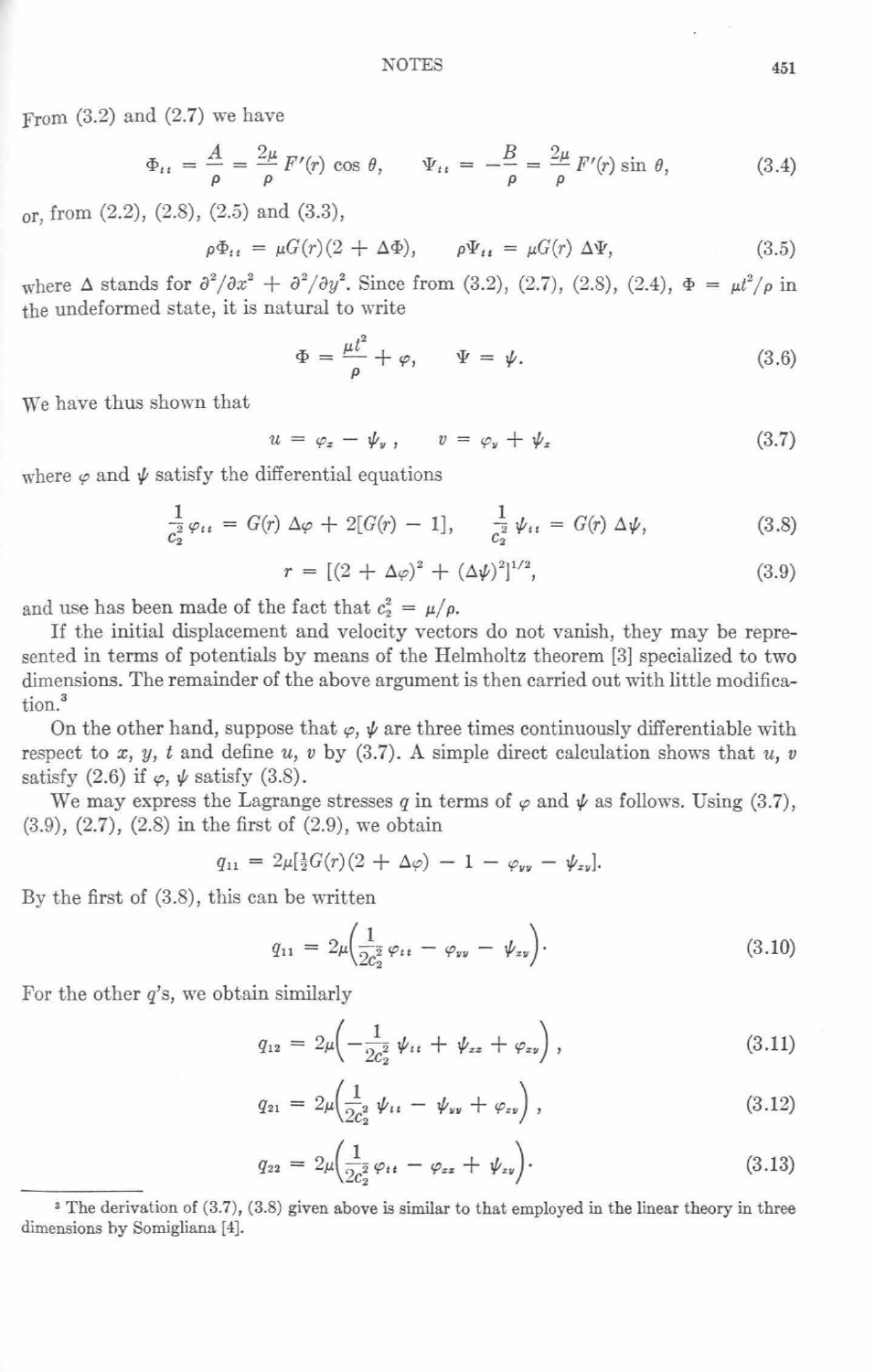From (3.2) and (2.7) we have

$$\Phi_{tt} = \frac{A}{\rho} = \frac{2\mu}{\rho} F'(r) \cos \theta, \qquad \Psi_{tt} = -\frac{B}{\rho} = \frac{2\mu}{\rho} F'(r) \sin \theta, \tag{3.4}$$

or, from (2.2), (2.8), (2.5) and (3.3),

$$\rho \Phi_{tt} = \mu G(r)(2 + \Delta\Phi), \qquad \rho \Psi_{tt} = \mu G(r) \Delta\Psi, \tag{3.5}$$

where $\Delta$ stands for $\partial^2/\partial x^2 + \partial^2/\partial y^2$. Since from (3.2), (2.7), (2.8), (2.4), $\Phi = \mu t^2/\rho$ in the undeformed state, it is natural to write

$$\Phi = \frac{\mu t^2}{\rho} + \varphi, \qquad \Psi = \psi. \tag{3.6}$$

We have thus shown that

$$u = \varphi_x - \psi_y, \qquad v = \varphi_y + \psi_x \tag{3.7}$$

where $\varphi$ and $\psi$ satisfy the differential equations

$$\frac{1}{c_2^2} \varphi_{tt} = G(r) \Delta\varphi + 2[G(r) - 1], \qquad \frac{1}{c_2^2} \psi_{tt} = G(r) \Delta\psi, \tag{3.8}$$

$$r = [(2 + \Delta\varphi)^2 + (\Delta\psi)^2]^{1/2}, \tag{3.9}$$

and use has been made of the fact that $c_2^2 = \mu/\rho$.

If the initial displacement and velocity vectors do not vanish, they may be represented in terms of potentials by means of the Helmholtz theorem [3] specialized to two dimensions. The remainder of the above argument is then carried out with little modification.[3]

On the other hand, suppose that $\varphi$, $\psi$ are three times continuously differentiable with respect to $x$, $y$, $t$ and define $u$, $v$ by (3.7). A simple direct calculation shows that $u$, $v$ satisfy (2.6) if $\varphi$, $\psi$ satisfy (3.8).

We may express the Lagrange stresses $q$ in terms of $\varphi$ and $\psi$ as follows. Using (3.7), (3.9), (2.7), (2.8) in the first of (2.9), we obtain

$$q_{11} = 2\mu[\tfrac{1}{2}G(r)(2 + \Delta\varphi) - 1 - \varphi_{yy} - \psi_{xy}].$$

By the first of (3.8), this can be written

$$q_{11} = 2\mu\left(\frac{1}{2c_2^2} \varphi_{tt} - \varphi_{yy} - \psi_{xy}\right). \tag{3.10}$$

For the other $q$'s, we obtain similarly

$$q_{12} = 2\mu\left(-\frac{1}{2c_2^2} \psi_{tt} + \psi_{xx} + \varphi_{xy}\right), \tag{3.11}$$

$$q_{21} = 2\mu\left(\frac{1}{2c_2^2} \psi_{tt} - \psi_{yy} + \varphi_{xy}\right), \tag{3.12}$$

$$q_{22} = 2\mu\left(\frac{1}{2c_2^2} \varphi_{tt} - \varphi_{xx} + \psi_{xy}\right). \tag{3.13}$$

---

[3] The derivation of (3.7), (3.8) given above is similar to that employed in the linear theory in three dimensions by Somigliana [4].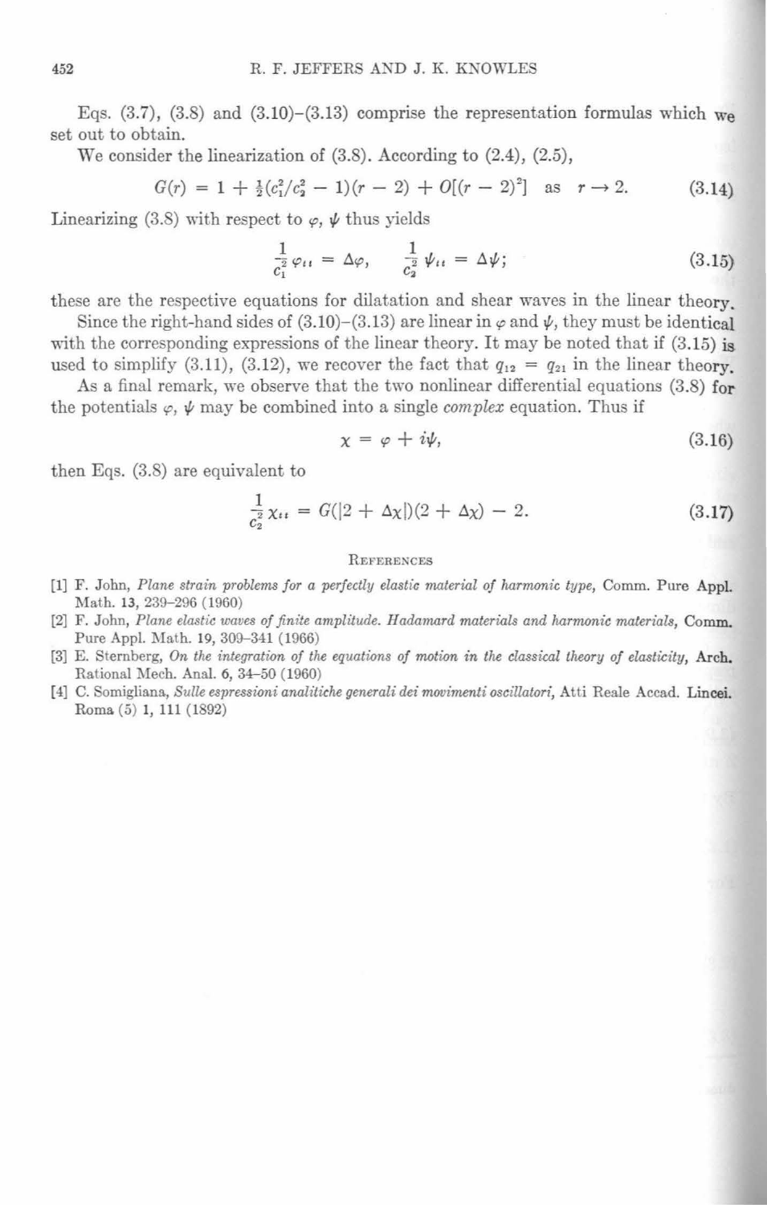Eqs. (3.7), (3.8) and (3.10)–(3.13) comprise the representation formulas which we set out to obtain.

We consider the linearization of (3.8). According to (2.4), (2.5),

$$G(r) = 1 + \tfrac{1}{2}(c_1^2/c_2^2 - 1)(r - 2) + O[(r - 2)^2] \quad \text{as} \quad r \to 2. \tag{3.14}$$

Linearizing (3.8) with respect to $\varphi$, $\psi$ thus yields

$$\frac{1}{c_1^2}\varphi_{tt} = \Delta\varphi, \qquad \frac{1}{c_2^2}\psi_{tt} = \Delta\psi; \tag{3.15}$$

these are the respective equations for dilatation and shear waves in the linear theory.

Since the right-hand sides of (3.10)–(3.13) are linear in $\varphi$ and $\psi$, they must be identical with the corresponding expressions of the linear theory. It may be noted that if (3.15) is used to simplify (3.11), (3.12), we recover the fact that $q_{12} = q_{21}$ in the linear theory.

As a final remark, we observe that the two nonlinear differential equations (3.8) for the potentials $\varphi$, $\psi$ may be combined into a single *complex* equation. Thus if

$$\chi = \varphi + i\psi, \tag{3.16}$$

then Eqs. (3.8) are equivalent to

$$\frac{1}{c_2^2}\chi_{tt} = G(|2 + \Delta\chi|)(2 + \Delta\chi) - 2. \tag{3.17}$$

## References

[1] F. John, *Plane strain problems for a perfectly elastic material of harmonic type*, Comm. Pure Appl. Math. **13**, 239–296 (1960)

[2] F. John, *Plane elastic waves of finite amplitude. Hadamard materials and harmonic materials*, Comm. Pure Appl. Math. **19**, 309–341 (1966)

[3] E. Sternberg, *On the integration of the equations of motion in the classical theory of elasticity*, Arch. Rational Mech. Anal. **6**, 34–50 (1960)

[4] C. Somigliana, *Sulle espressioni analitiche generali dei movimenti oscillatori*, Atti Reale Accad. Lincei. Roma (5) **1**, 111 (1892)